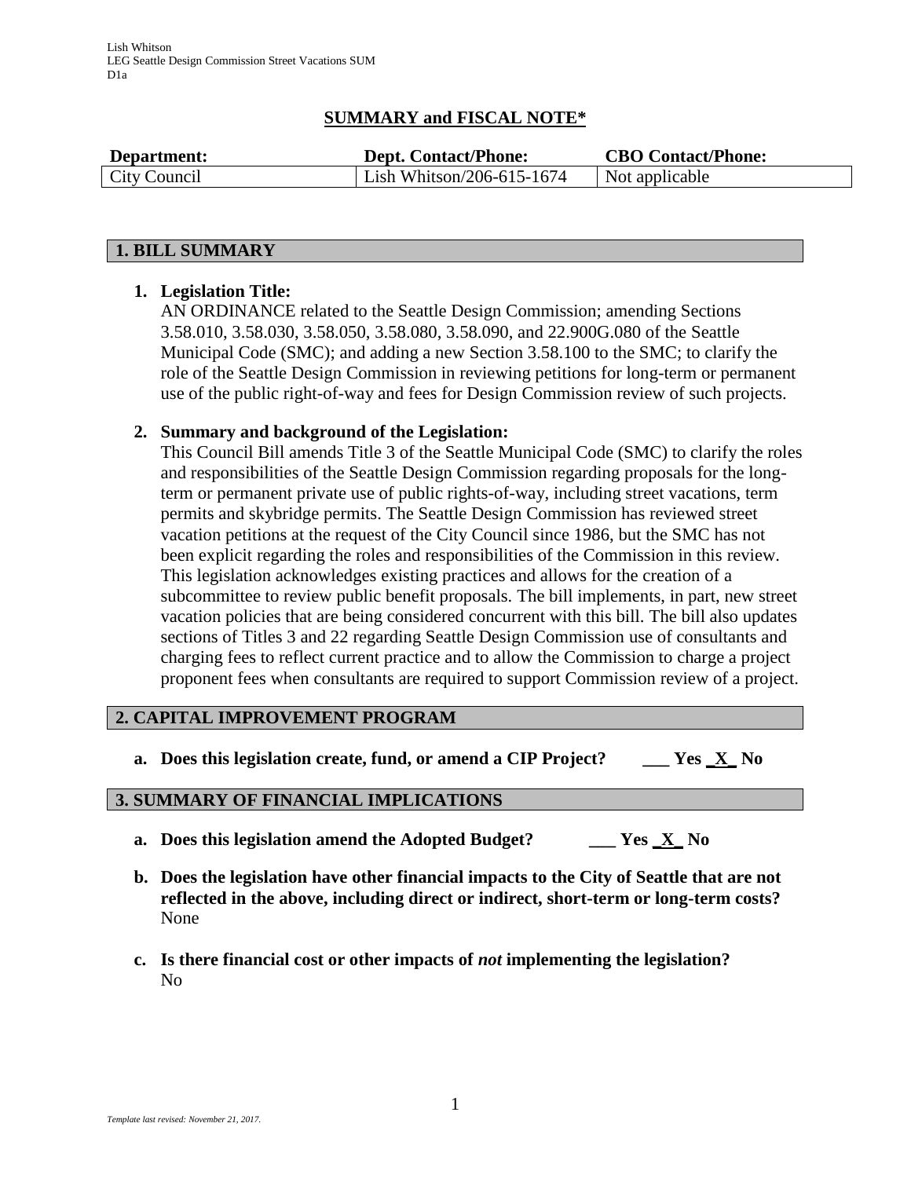Lish Whitson
LEG Seattle Design Commission Street Vacations SUM
D1a

## SUMMARY and FISCAL NOTE*

| Department: | Dept. Contact/Phone: | CBO Contact/Phone: |
|---|---|---|
| City Council | Lish Whitson/206-615-1674 | Not applicable |

### 1. BILL SUMMARY

1. **Legislation Title:**
AN ORDINANCE related to the Seattle Design Commission; amending Sections 3.58.010, 3.58.030, 3.58.050, 3.58.080, 3.58.090, and 22.900G.080 of the Seattle Municipal Code (SMC); and adding a new Section 3.58.100 to the SMC; to clarify the role of the Seattle Design Commission in reviewing petitions for long-term or permanent use of the public right-of-way and fees for Design Commission review of such projects.

2. **Summary and background of the Legislation:**
This Council Bill amends Title 3 of the Seattle Municipal Code (SMC) to clarify the roles and responsibilities of the Seattle Design Commission regarding proposals for the long-term or permanent private use of public rights-of-way, including street vacations, term permits and skybridge permits. The Seattle Design Commission has reviewed street vacation petitions at the request of the City Council since 1986, but the SMC has not been explicit regarding the roles and responsibilities of the Commission in this review. This legislation acknowledges existing practices and allows for the creation of a subcommittee to review public benefit proposals. The bill implements, in part, new street vacation policies that are being considered concurrent with this bill. The bill also updates sections of Titles 3 and 22 regarding Seattle Design Commission use of consultants and charging fees to reflect current practice and to allow the Commission to charge a project proponent fees when consultants are required to support Commission review of a project.

### 2. CAPITAL IMPROVEMENT PROGRAM

a. **Does this legislation create, fund, or amend a CIP Project? ___ Yes _X_ No**

### 3. SUMMARY OF FINANCIAL IMPLICATIONS

a. **Does this legislation amend the Adopted Budget? ___ Yes _X_ No**

b. **Does the legislation have other financial impacts to the City of Seattle that are not reflected in the above, including direct or indirect, short-term or long-term costs?**
None

c. **Is there financial cost or other impacts of *not* implementing the legislation?**
No

*Template last revised: November 21, 2017.*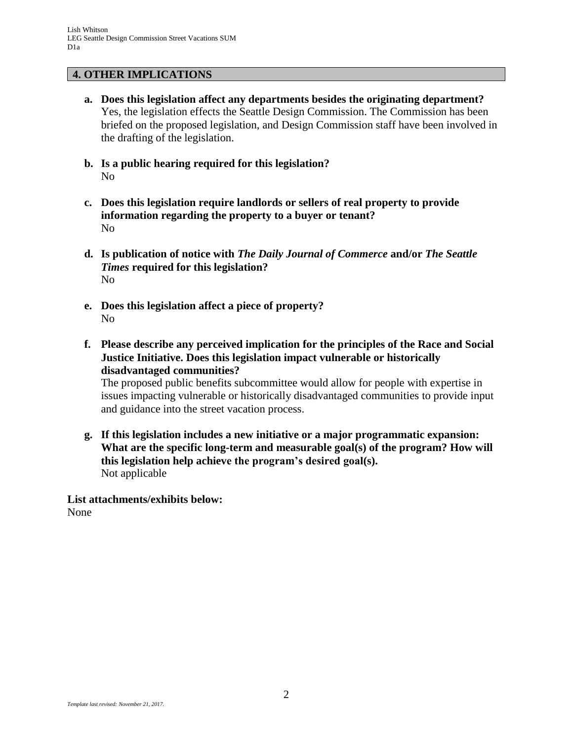## 4. OTHER IMPLICATIONS

**a. Does this legislation affect any departments besides the originating department?**
Yes, the legislation effects the Seattle Design Commission. The Commission has been briefed on the proposed legislation, and Design Commission staff have been involved in the drafting of the legislation.

**b. Is a public hearing required for this legislation?**
No

**c. Does this legislation require landlords or sellers of real property to provide information regarding the property to a buyer or tenant?**
No

**d. Is publication of notice with *The Daily Journal of Commerce* and/or *The Seattle Times* required for this legislation?**
No

**e. Does this legislation affect a piece of property?**
No

**f. Please describe any perceived implication for the principles of the Race and Social Justice Initiative. Does this legislation impact vulnerable or historically disadvantaged communities?**
The proposed public benefits subcommittee would allow for people with expertise in issues impacting vulnerable or historically disadvantaged communities to provide input and guidance into the street vacation process.

**g. If this legislation includes a new initiative or a major programmatic expansion: What are the specific long-term and measurable goal(s) of the program? How will this legislation help achieve the program's desired goal(s).**
Not applicable

**List attachments/exhibits below:**
None